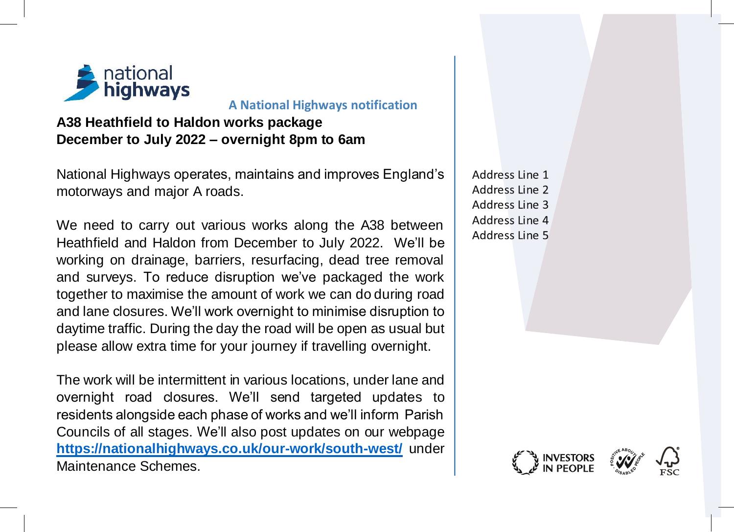national highways

**A National Highways notification**

# A38 Heathfield to Haldon works package
## December to July 2022 – overnight 8pm to 6am

National Highways operates, maintains and improves England's motorways and major A roads.

We need to carry out various works along the A38 between Heathfield and Haldon from December to July 2022. We'll be working on drainage, barriers, resurfacing, dead tree removal and surveys. To reduce disruption we've packaged the work together to maximise the amount of work we can do during road and lane closures. We'll work overnight to minimise disruption to daytime traffic. During the day the road will be open as usual but please allow extra time for your journey if travelling overnight.

The work will be intermittent in various locations, under lane and overnight road closures. We'll send targeted updates to residents alongside each phase of works and we'll inform Parish Councils of all stages. We'll also post updates on our webpage **https://nationalhighways.co.uk/our-work/south-west/** under Maintenance Schemes.

Address Line 1
Address Line 2
Address Line 3
Address Line 4
Address Line 5

INVESTORS IN PEOPLE
POSITIVE ABOUT DISABLED PEOPLE
FSC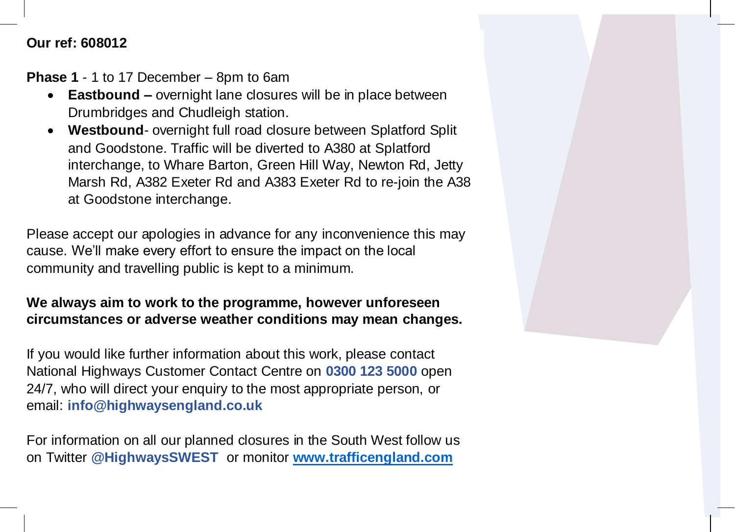**Our ref: 608012**

**Phase 1** - 1 to 17 December – 8pm to 6am

- **Eastbound –** overnight lane closures will be in place between Drumbridges and Chudleigh station.
- **Westbound**- overnight full road closure between Splatford Split and Goodstone. Traffic will be diverted to A380 at Splatford interchange, to Whare Barton, Green Hill Way, Newton Rd, Jetty Marsh Rd, A382 Exeter Rd and A383 Exeter Rd to re-join the A38 at Goodstone interchange.

Please accept our apologies in advance for any inconvenience this may cause. We'll make every effort to ensure the impact on the local community and travelling public is kept to a minimum.

**We always aim to work to the programme, however unforeseen circumstances or adverse weather conditions may mean changes.**

If you would like further information about this work, please contact National Highways Customer Contact Centre on **0300 123 5000** open 24/7, who will direct your enquiry to the most appropriate person, or email: **info@highwaysengland.co.uk**

For information on all our planned closures in the South West follow us on Twitter **@HighwaysSWEST** or monitor **www.trafficengland.com**